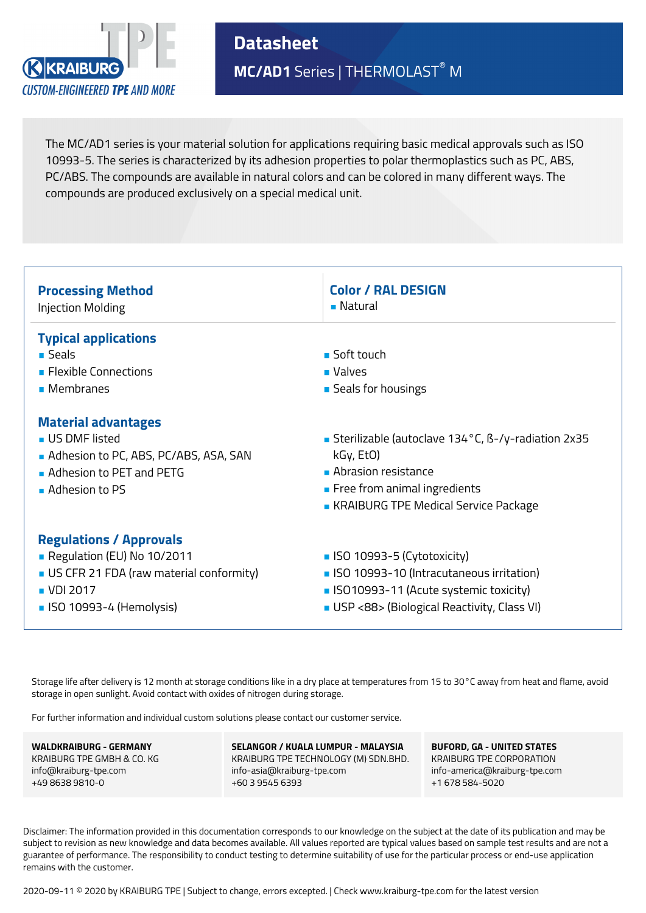KRAIBURG TPE

CUSTOM-ENGINEERED TPE AND MORE

# Datasheet

## MC/AD1 Series | THERMOLAST® M

The MC/AD1 series is your material solution for applications requiring basic medical approvals such as ISO 10993-5. The series is characterized by its adhesion properties to polar thermoplastics such as PC, ABS, PC/ABS. The compounds are available in natural colors and can be colored in many different ways. The compounds are produced exclusively on a special medical unit.

### Processing Method

Injection Molding

### Color / RAL DESIGN

- Natural

### Typical applications

- Seals
- Flexible Connections
- Membranes
- Soft touch
- Valves
- Seals for housings

### Material advantages

- US DMF listed
- Adhesion to PC, ABS, PC/ABS, ASA, SAN
- Adhesion to PET and PETG
- Adhesion to PS
- Sterilizable (autoclave 134 °C, ß-/γ-radiation 2x35 kGy, EtO)
- Abrasion resistance
- Free from animal ingredients
- KRAIBURG TPE Medical Service Package

### Regulations / Approvals

- Regulation (EU) No 10/2011
- US CFR 21 FDA (raw material conformity)
- VDI 2017
- ISO 10993-4 (Hemolysis)
- ISO 10993-5 (Cytotoxicity)
- ISO 10993-10 (Intracutaneous irritation)
- ISO10993-11 (Acute systemic toxicity)
- USP <88> (Biological Reactivity, Class VI)

Storage life after delivery is 12 month at storage conditions like in a dry place at temperatures from 15 to 30 °C away from heat and flame, avoid storage in open sunlight. Avoid contact with oxides of nitrogen during storage.

For further information and individual custom solutions please contact our customer service.

**WALDKRAIBURG - GERMANY**
KRAIBURG TPE GMBH & CO. KG
info@kraiburg-tpe.com
+49 8638 9810-0

**SELANGOR / KUALA LUMPUR - MALAYSIA**
KRAIBURG TPE TECHNOLOGY (M) SDN.BHD.
info-asia@kraiburg-tpe.com
+60 3 9545 6393

**BUFORD, GA - UNITED STATES**
KRAIBURG TPE CORPORATION
info-america@kraiburg-tpe.com
+1 678 584-5020

Disclaimer: The information provided in this documentation corresponds to our knowledge on the subject at the date of its publication and may be subject to revision as new knowledge and data becomes available. All values reported are typical values based on sample test results and are not a guarantee of performance. The responsibility to conduct testing to determine suitability of use for the particular process or end-use application remains with the customer.

2020-09-11 © 2020 by KRAIBURG TPE | Subject to change, errors excepted. | Check www.kraiburg-tpe.com for the latest version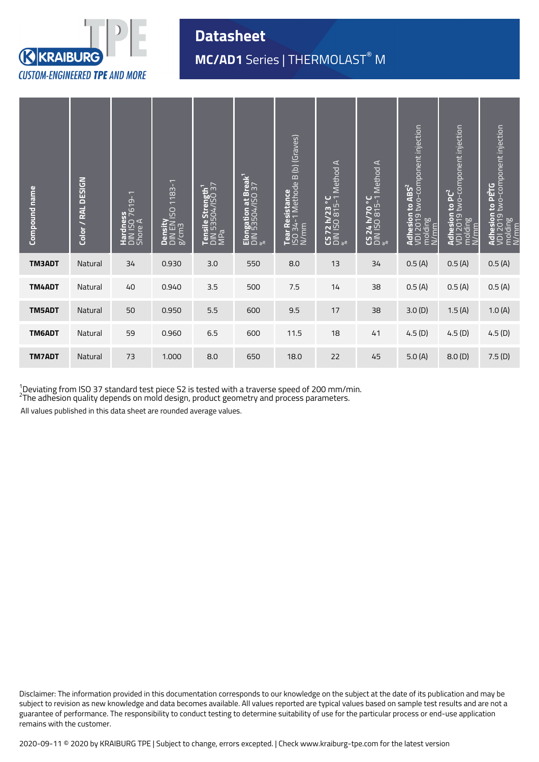# Datasheet

## MC/AD1 Series | THERMOLAST® M

| Compound name | Color / RAL DESIGN | Hardness DIN ISO 7619-1 Shore A | Density DIN EN ISO 1183-1 g/cm3 | Tensile Strength[1] DIN 53504/ISO 37 MPa | Elongation at Break[1] DIN 53504/ISO 37 % | Tear Resistance ISO 34-1 Methode B (b) (Graves) N/mm | CS 72 h/23 °C DIN ISO 815-1 Method A % | CS 24 h/70 °C DIN ISO 815-1 Method A % | Adhesion to ABS[2] VDI 2019 two-component injection molding N/mm | Adhesion to PC[2] VDI 2019 two-component injection molding N/mm | Adhesion to PETG[2] VDI 2019 two-component injection molding N/mm |
|---|---|---|---|---|---|---|---|---|---|---|---|
| **TM3ADT** | Natural | 34 | 0.930 | 3.0 | 550 | 8.0 | 13 | 34 | 0.5 (A) | 0.5 (A) | 0.5 (A) |
| **TM4ADT** | Natural | 40 | 0.940 | 3.5 | 500 | 7.5 | 14 | 38 | 0.5 (A) | 0.5 (A) | 0.5 (A) |
| **TM5ADT** | Natural | 50 | 0.950 | 5.5 | 600 | 9.5 | 17 | 38 | 3.0 (D) | 1.5 (A) | 1.0 (A) |
| **TM6ADT** | Natural | 59 | 0.960 | 6.5 | 600 | 11.5 | 18 | 41 | 4.5 (D) | 4.5 (D) | 4.5 (D) |
| **TM7ADT** | Natural | 73 | 1.000 | 8.0 | 650 | 18.0 | 22 | 45 | 5.0 (A) | 8.0 (D) | 7.5 (D) |

[1]Deviating from ISO 37 standard test piece S2 is tested with a traverse speed of 200 mm/min.
[2]The adhesion quality depends on mold design, product geometry and process parameters.

All values published in this data sheet are rounded average values.

Disclaimer: The information provided in this documentation corresponds to our knowledge on the subject at the date of its publication and may be subject to revision as new knowledge and data becomes available. All values reported are typical values based on sample test results and are not a guarantee of performance. The responsibility to conduct testing to determine suitability of use for the particular process or end-use application remains with the customer.

2020-09-11 © 2020 by KRAIBURG TPE | Subject to change, errors excepted. | Check www.kraiburg-tpe.com for the latest version